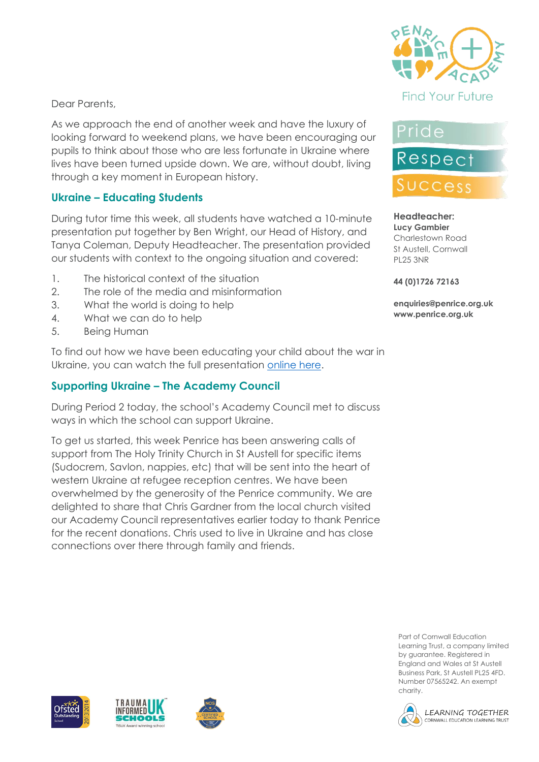Dear Parents,

As we approach the end of another week and have the luxury of looking forward to weekend plans, we have been encouraging our pupils to think about those who are less fortunate in Ukraine where lives have been turned upside down. We are, without doubt, living through a key moment in European history.

## Ukraine – Educating Students

During tutor time this week, all students have watched a 10-minute presentation put together by Ben Wright, our Head of History, and Tanya Coleman, Deputy Headteacher. The presentation provided our students with context to the ongoing situation and covered:

1. The historical context of the situation
2. The role of the media and misinformation
3. What the world is doing to help
4. What we can do to help
5. Being Human

To find out how we have been educating your child about the war in Ukraine, you can watch the full presentation online here.

## Supporting Ukraine – The Academy Council

During Period 2 today, the school's Academy Council met to discuss ways in which the school can support Ukraine.

To get us started, this week Penrice has been answering calls of support from The Holy Trinity Church in St Austell for specific items (Sudocrem, Savlon, nappies, etc) that will be sent into the heart of western Ukraine at refugee reception centres. We have been overwhelmed by the generosity of the Penrice community. We are delighted to share that Chris Gardner from the local church visited our Academy Council representatives earlier today to thank Penrice for the recent donations. Chris used to live in Ukraine and has close connections over there through family and friends.

Find Your Future

Pride
Respect
Success

**Headteacher:**
**Lucy Gambier**
Charlestown Road
St Austell, Cornwall
PL25 3NR

**44 (0)1726 72163**

**enquiries@penrice.org.uk**
**www.penrice.org.uk**

Part of Cornwall Education Learning Trust, a company limited by guarantee. Registered in England and Wales at St Austell Business Park, St Austell PL25 4FD. Number 07565242. An exempt charity.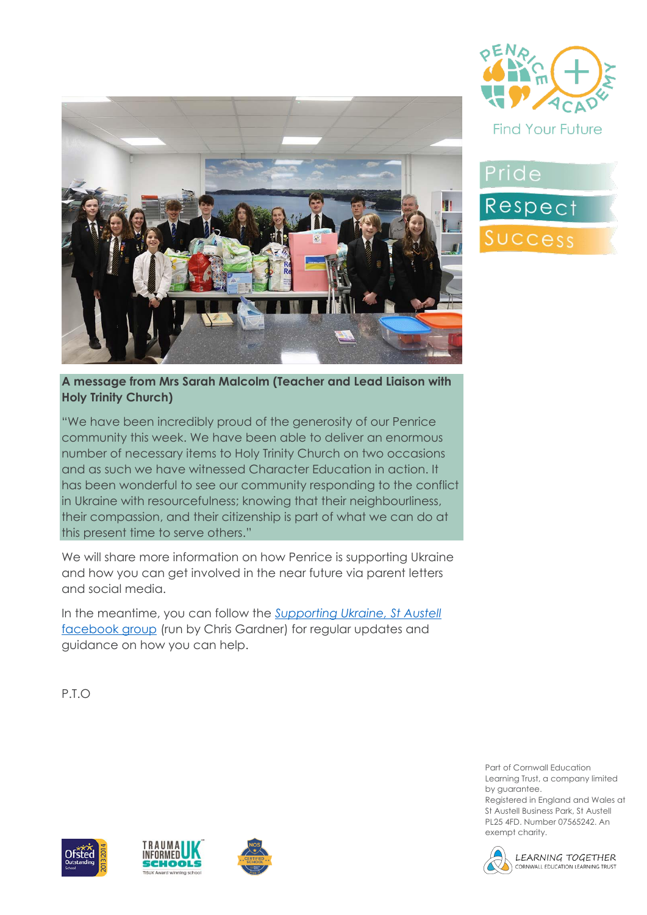**A message from Mrs Sarah Malcolm (Teacher and Lead Liaison with Holy Trinity Church)**

"We have been incredibly proud of the generosity of our Penrice community this week. We have been able to deliver an enormous number of necessary items to Holy Trinity Church on two occasions and as such we have witnessed Character Education in action. It has been wonderful to see our community responding to the conflict in Ukraine with resourcefulness; knowing that their neighbourliness, their compassion, and their citizenship is part of what we can do at this present time to serve others."

We will share more information on how Penrice is supporting Ukraine and how you can get involved in the near future via parent letters and social media.

In the meantime, you can follow the *Supporting Ukraine, St Austell facebook group* (run by Chris Gardner) for regular updates and guidance on how you can help.

P.T.O

Part of Cornwall Education Learning Trust, a company limited by guarantee.
Registered in England and Wales at St Austell Business Park, St Austell PL25 4FD. Number 07565242. An exempt charity.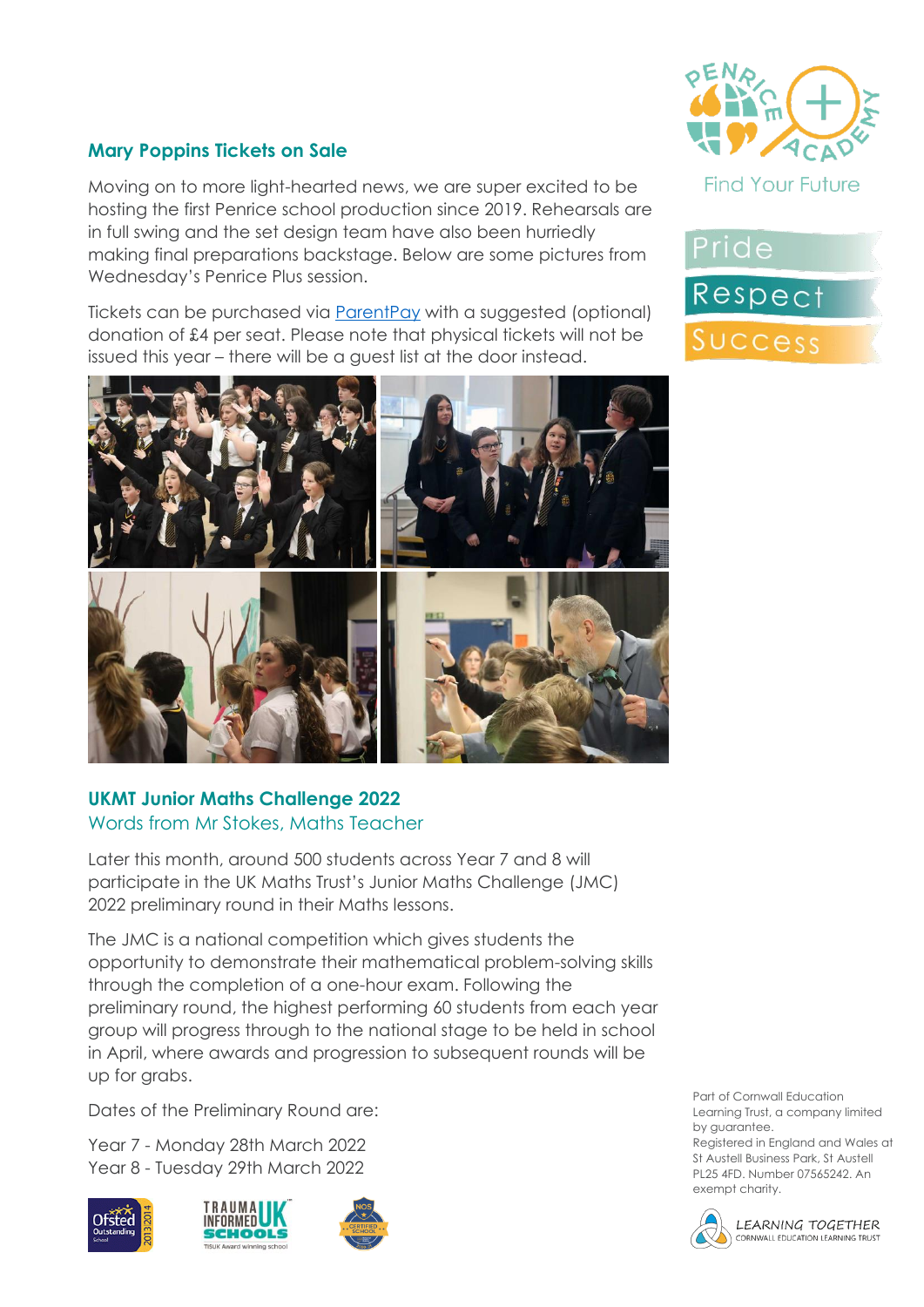## Mary Poppins Tickets on Sale

Moving on to more light-hearted news, we are super excited to be hosting the first Penrice school production since 2019. Rehearsals are in full swing and the set design team have also been hurriedly making final preparations backstage. Below are some pictures from Wednesday's Penrice Plus session.

Tickets can be purchased via ParentPay with a suggested (optional) donation of £4 per seat. Please note that physical tickets will not be issued this year – there will be a guest list at the door instead.

## UKMT Junior Maths Challenge 2022

### Words from Mr Stokes, Maths Teacher

Later this month, around 500 students across Year 7 and 8 will participate in the UK Maths Trust's Junior Maths Challenge (JMC) 2022 preliminary round in their Maths lessons.

The JMC is a national competition which gives students the opportunity to demonstrate their mathematical problem-solving skills through the completion of a one-hour exam. Following the preliminary round, the highest performing 60 students from each year group will progress through to the national stage to be held in school in April, where awards and progression to subsequent rounds will be up for grabs.

Dates of the Preliminary Round are:

Year 7 - Monday 28th March 2022
Year 8 - Tuesday 29th March 2022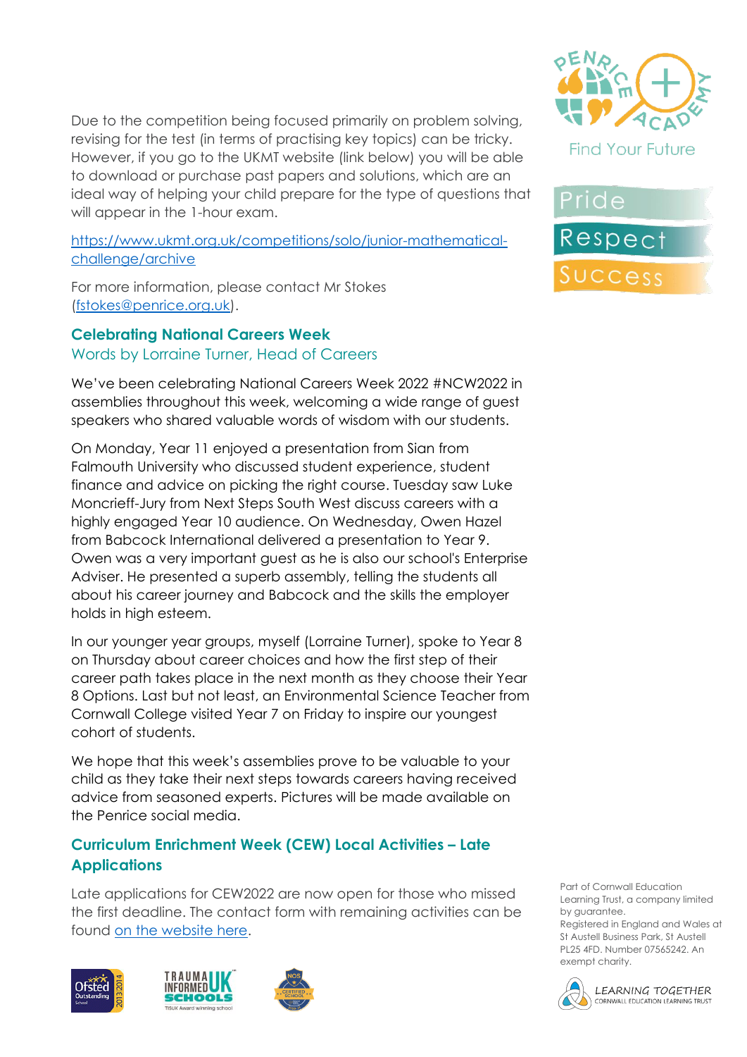Due to the competition being focused primarily on problem solving, revising for the test (in terms of practising key topics) can be tricky. However, if you go to the UKMT website (link below) you will be able to download or purchase past papers and solutions, which are an ideal way of helping your child prepare for the type of questions that will appear in the 1-hour exam.

https://www.ukmt.org.uk/competitions/solo/junior-mathematical-challenge/archive

For more information, please contact Mr Stokes (fstokes@penrice.org.uk).

### Celebrating National Careers Week

Words by Lorraine Turner, Head of Careers

We've been celebrating National Careers Week 2022 #NCW2022 in assemblies throughout this week, welcoming a wide range of guest speakers who shared valuable words of wisdom with our students.

On Monday, Year 11 enjoyed a presentation from Sian from Falmouth University who discussed student experience, student finance and advice on picking the right course. Tuesday saw Luke Moncrieff-Jury from Next Steps South West discuss careers with a highly engaged Year 10 audience. On Wednesday, Owen Hazel from Babcock International delivered a presentation to Year 9. Owen was a very important guest as he is also our school's Enterprise Adviser. He presented a superb assembly, telling the students all about his career journey and Babcock and the skills the employer holds in high esteem.

In our younger year groups, myself (Lorraine Turner), spoke to Year 8 on Thursday about career choices and how the first step of their career path takes place in the next month as they choose their Year 8 Options. Last but not least, an Environmental Science Teacher from Cornwall College visited Year 7 on Friday to inspire our youngest cohort of students.

We hope that this week's assemblies prove to be valuable to your child as they take their next steps towards careers having received advice from seasoned experts. Pictures will be made available on the Penrice social media.

### Curriculum Enrichment Week (CEW) Local Activities – Late Applications

Late applications for CEW2022 are now open for those who missed the first deadline. The contact form with remaining activities can be found on the website here.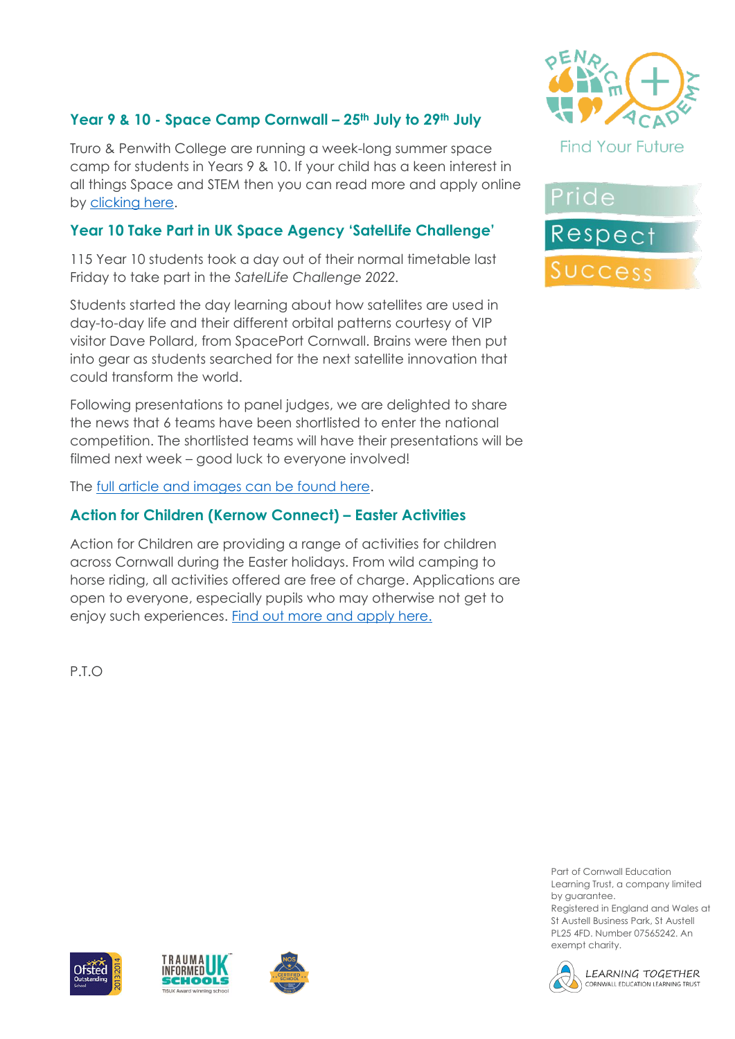### Year 9 & 10 - Space Camp Cornwall – 25th July to 29th July

Truro & Penwith College are running a week-long summer space camp for students in Years 9 & 10. If your child has a keen interest in all things Space and STEM then you can read more and apply online by clicking here.

### Year 10 Take Part in UK Space Agency 'SatelLife Challenge'

115 Year 10 students took a day out of their normal timetable last Friday to take part in the *SatelLife Challenge 2022.*

Students started the day learning about how satellites are used in day-to-day life and their different orbital patterns courtesy of VIP visitor Dave Pollard, from SpacePort Cornwall. Brains were then put into gear as students searched for the next satellite innovation that could transform the world.

Following presentations to panel judges, we are delighted to share the news that 6 teams have been shortlisted to enter the national competition. The shortlisted teams will have their presentations will be filmed next week – good luck to everyone involved!

The full article and images can be found here.

### Action for Children (Kernow Connect) – Easter Activities

Action for Children are providing a range of activities for children across Cornwall during the Easter holidays. From wild camping to horse riding, all activities offered are free of charge. Applications are open to everyone, especially pupils who may otherwise not get to enjoy such experiences. Find out more and apply here.

P.T.O

Find Your Future

Pride

Respect

Success

Part of Cornwall Education Learning Trust, a company limited by guarantee. Registered in England and Wales at St Austell Business Park, St Austell PL25 4FD. Number 07565242. An exempt charity.

LEARNING TOGETHER
CORNWALL EDUCATION LEARNING TRUST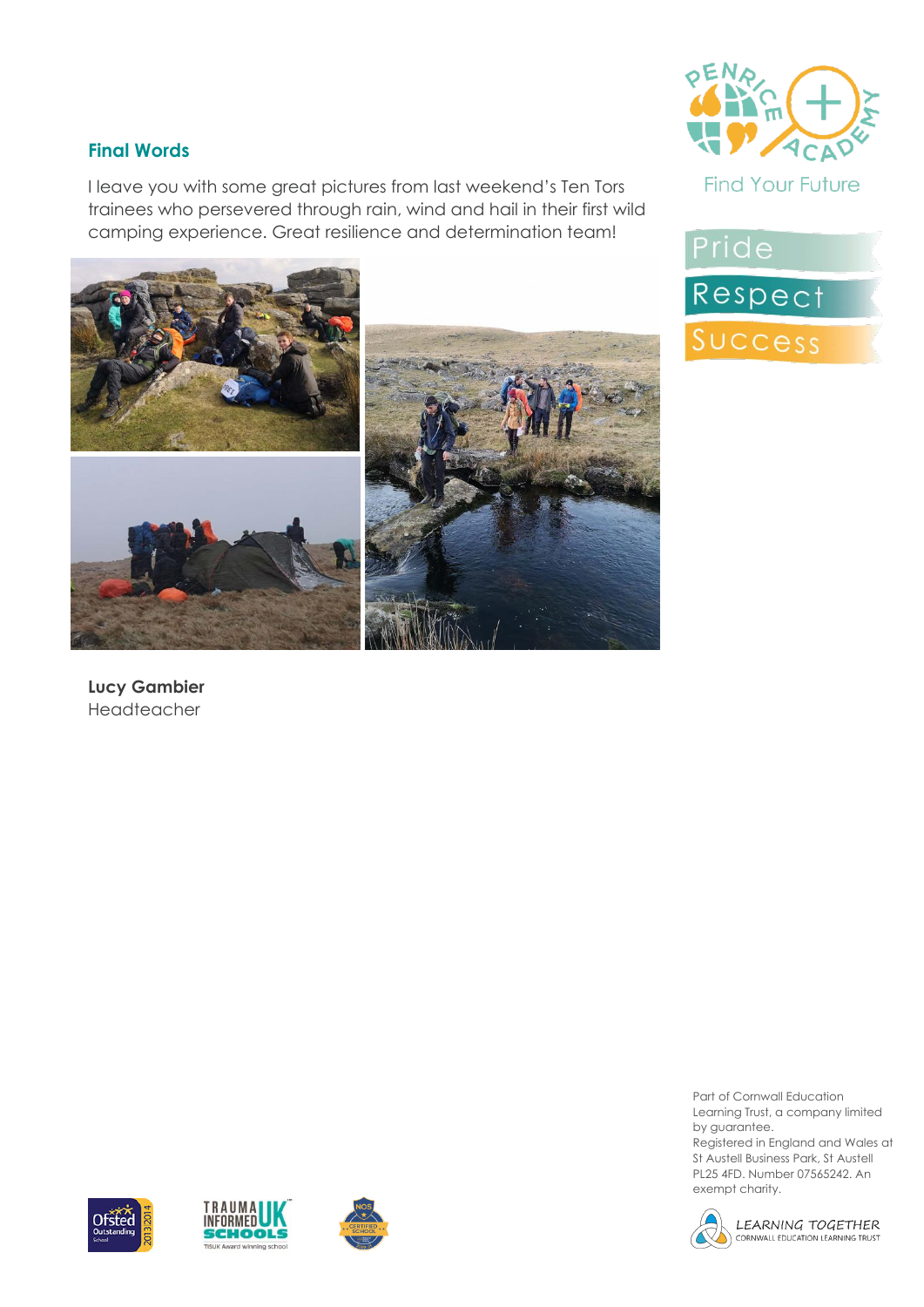## Final Words

I leave you with some great pictures from last weekend's Ten Tors trainees who persevered through rain, wind and hail in their first wild camping experience. Great resilience and determination team!

**Lucy Gambier**
Headteacher

Find Your Future

Pride
Respect
Success

Part of Cornwall Education Learning Trust, a company limited by guarantee.
Registered in England and Wales at St Austell Business Park, St Austell PL25 4FD. Number 07565242. An exempt charity.

LEARNING TOGETHER
CORNWALL EDUCATION LEARNING TRUST